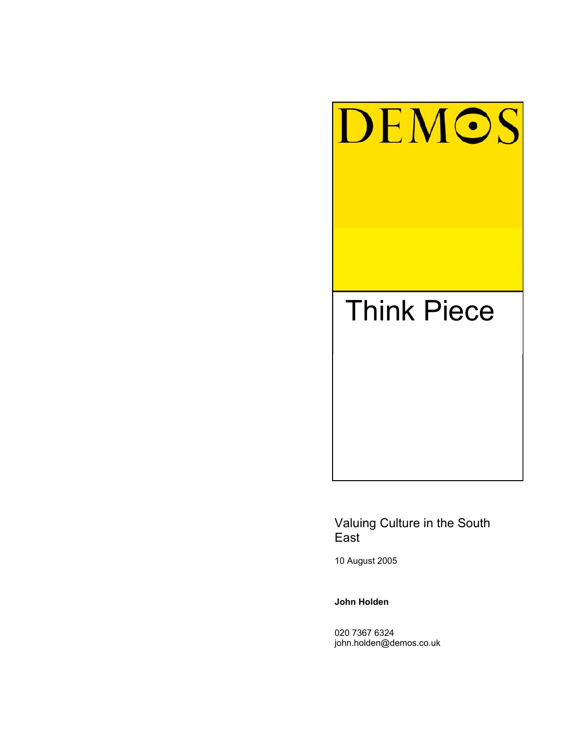DEMOS

# Think Piece

## Valuing Culture in the South East

10 August 2005

**John Holden**

020 7367 6324
john.holden@demos.co.uk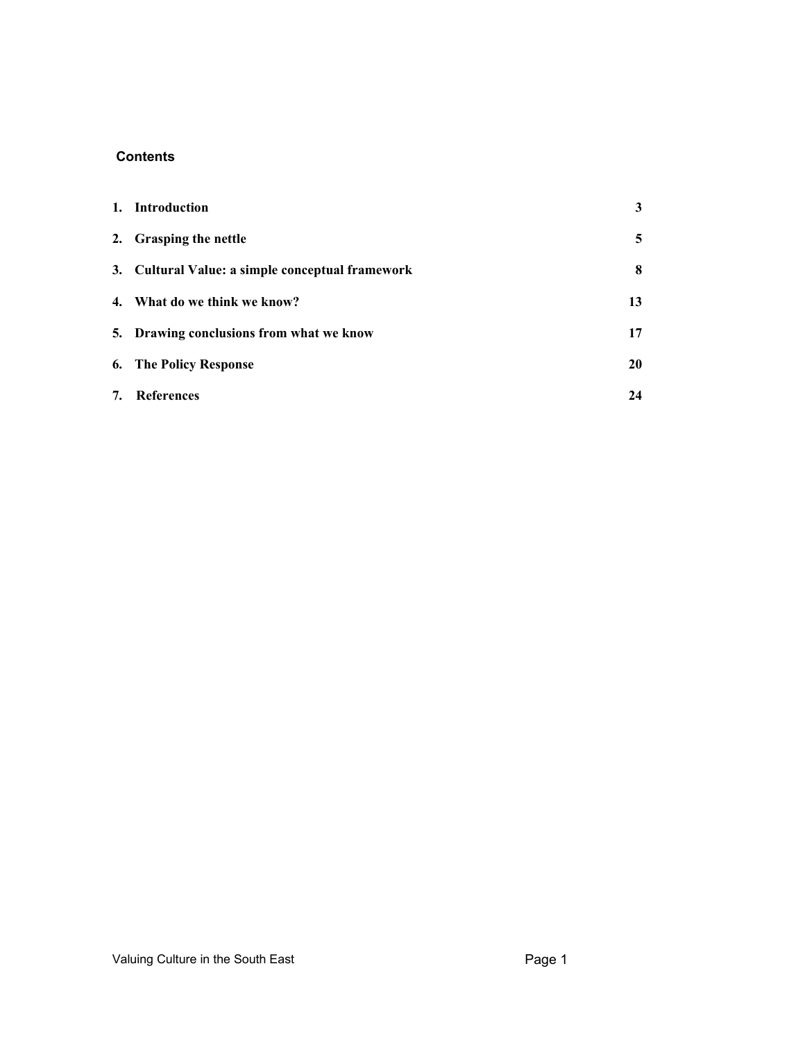## Contents

| | | |
|---|---|---|
| **1.** | **Introduction** | **3** |
| **2.** | **Grasping the nettle** | **5** |
| **3.** | **Cultural Value: a simple conceptual framework** | **8** |
| **4.** | **What do we think we know?** | **13** |
| **5.** | **Drawing conclusions from what we know** | **17** |
| **6.** | **The Policy Response** | **20** |
| **7.** | **References** | **24** |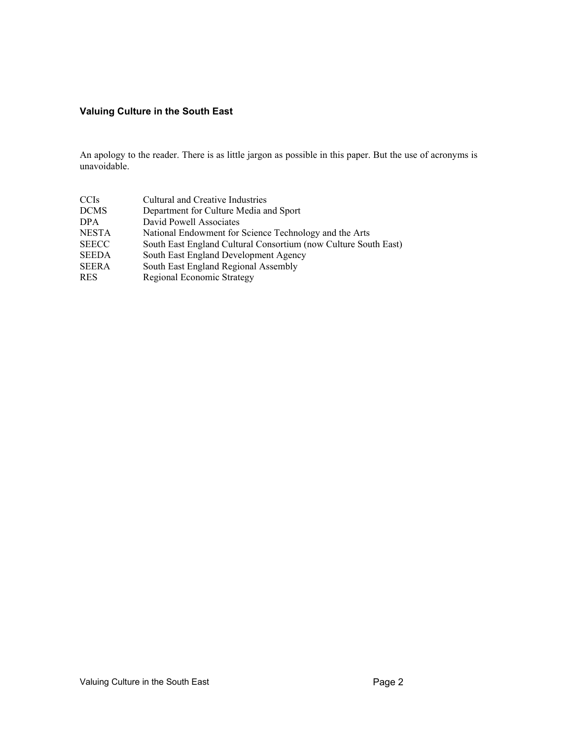**Valuing Culture in the South East**

An apology to the reader. There is as little jargon as possible in this paper. But the use of acronyms is unavoidable.

| | |
|---|---|
| CCIs | Cultural and Creative Industries |
| DCMS | Department for Culture Media and Sport |
| DPA | David Powell Associates |
| NESTA | National Endowment for Science Technology and the Arts |
| SEECC | South East England Cultural Consortium (now Culture South East) |
| SEEDA | South East England Development Agency |
| SEERA | South East England Regional Assembly |
| RES | Regional Economic Strategy |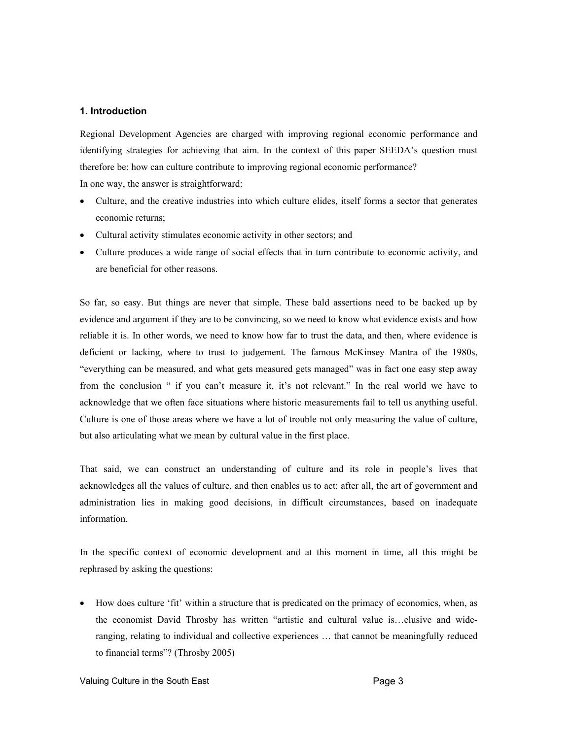## 1. Introduction

Regional Development Agencies are charged with improving regional economic performance and identifying strategies for achieving that aim. In the context of this paper SEEDA's question must therefore be: how can culture contribute to improving regional economic performance?

In one way, the answer is straightforward:

- Culture, and the creative industries into which culture elides, itself forms a sector that generates economic returns;
- Cultural activity stimulates economic activity in other sectors; and
- Culture produces a wide range of social effects that in turn contribute to economic activity, and are beneficial for other reasons.

So far, so easy. But things are never that simple. These bald assertions need to be backed up by evidence and argument if they are to be convincing, so we need to know what evidence exists and how reliable it is. In other words, we need to know how far to trust the data, and then, where evidence is deficient or lacking, where to trust to judgement. The famous McKinsey Mantra of the 1980s, "everything can be measured, and what gets measured gets managed" was in fact one easy step away from the conclusion " if you can't measure it, it's not relevant." In the real world we have to acknowledge that we often face situations where historic measurements fail to tell us anything useful. Culture is one of those areas where we have a lot of trouble not only measuring the value of culture, but also articulating what we mean by cultural value in the first place.

That said, we can construct an understanding of culture and its role in people's lives that acknowledges all the values of culture, and then enables us to act: after all, the art of government and administration lies in making good decisions, in difficult circumstances, based on inadequate information.

In the specific context of economic development and at this moment in time, all this might be rephrased by asking the questions:

- How does culture 'fit' within a structure that is predicated on the primacy of economics, when, as the economist David Throsby has written "artistic and cultural value is…elusive and wide-ranging, relating to individual and collective experiences … that cannot be meaningfully reduced to financial terms"? (Throsby 2005)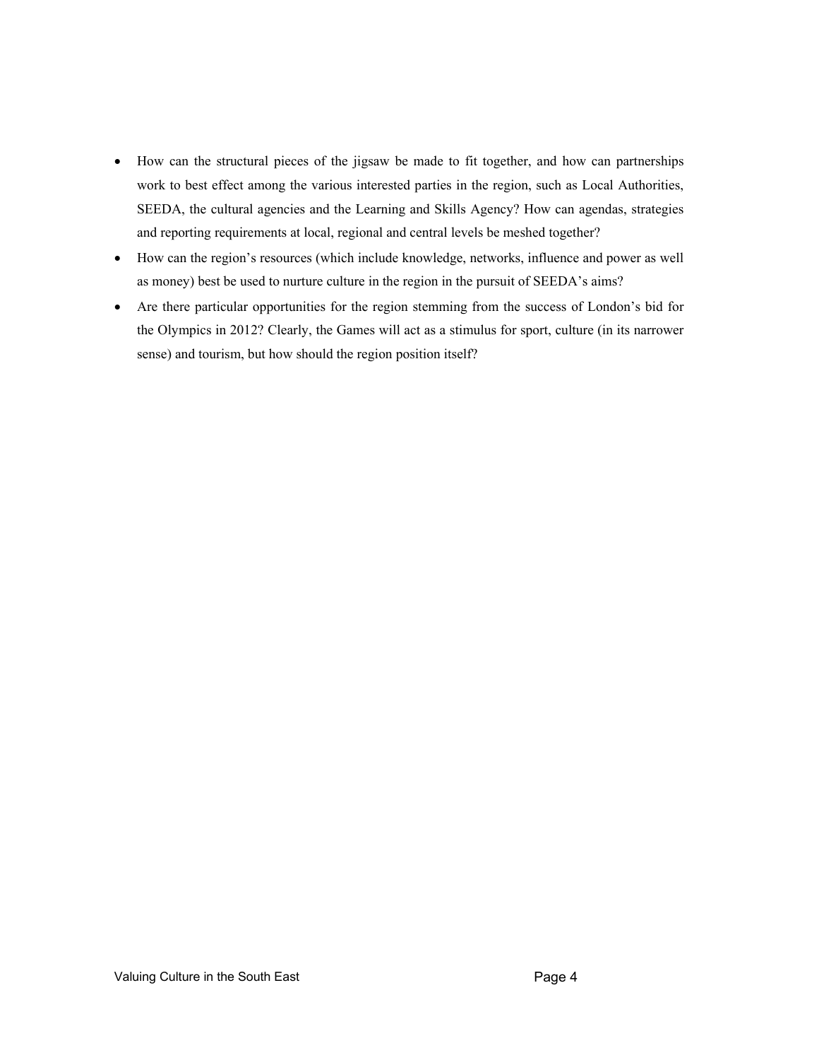- How can the structural pieces of the jigsaw be made to fit together, and how can partnerships work to best effect among the various interested parties in the region, such as Local Authorities, SEEDA, the cultural agencies and the Learning and Skills Agency? How can agendas, strategies and reporting requirements at local, regional and central levels be meshed together?
- How can the region's resources (which include knowledge, networks, influence and power as well as money) best be used to nurture culture in the region in the pursuit of SEEDA's aims?
- Are there particular opportunities for the region stemming from the success of London's bid for the Olympics in 2012? Clearly, the Games will act as a stimulus for sport, culture (in its narrower sense) and tourism, but how should the region position itself?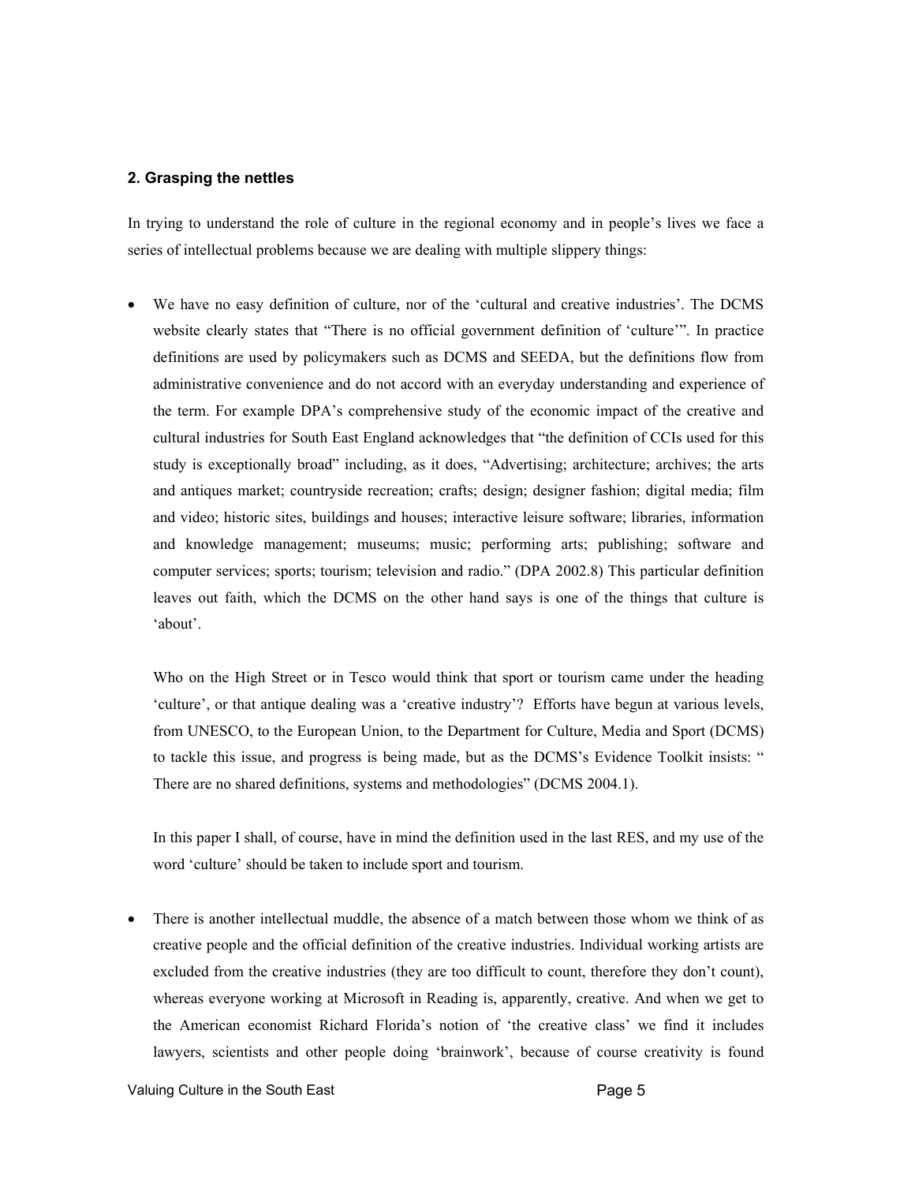## 2. Grasping the nettles

In trying to understand the role of culture in the regional economy and in people's lives we face a series of intellectual problems because we are dealing with multiple slippery things:

- We have no easy definition of culture, nor of the 'cultural and creative industries'. The DCMS website clearly states that "There is no official government definition of 'culture'". In practice definitions are used by policymakers such as DCMS and SEEDA, but the definitions flow from administrative convenience and do not accord with an everyday understanding and experience of the term. For example DPA's comprehensive study of the economic impact of the creative and cultural industries for South East England acknowledges that "the definition of CCIs used for this study is exceptionally broad" including, as it does, "Advertising; architecture; archives; the arts and antiques market; countryside recreation; crafts; design; designer fashion; digital media; film and video; historic sites, buildings and houses; interactive leisure software; libraries, information and knowledge management; museums; music; performing arts; publishing; software and computer services; sports; tourism; television and radio." (DPA 2002.8) This particular definition leaves out faith, which the DCMS on the other hand says is one of the things that culture is 'about'.

  Who on the High Street or in Tesco would think that sport or tourism came under the heading 'culture', or that antique dealing was a 'creative industry'? Efforts have begun at various levels, from UNESCO, to the European Union, to the Department for Culture, Media and Sport (DCMS) to tackle this issue, and progress is being made, but as the DCMS's Evidence Toolkit insists: " There are no shared definitions, systems and methodologies" (DCMS 2004.1).

  In this paper I shall, of course, have in mind the definition used in the last RES, and my use of the word 'culture' should be taken to include sport and tourism.

- There is another intellectual muddle, the absence of a match between those whom we think of as creative people and the official definition of the creative industries. Individual working artists are excluded from the creative industries (they are too difficult to count, therefore they don't count), whereas everyone working at Microsoft in Reading is, apparently, creative. And when we get to the American economist Richard Florida's notion of 'the creative class' we find it includes lawyers, scientists and other people doing 'brainwork', because of course creativity is found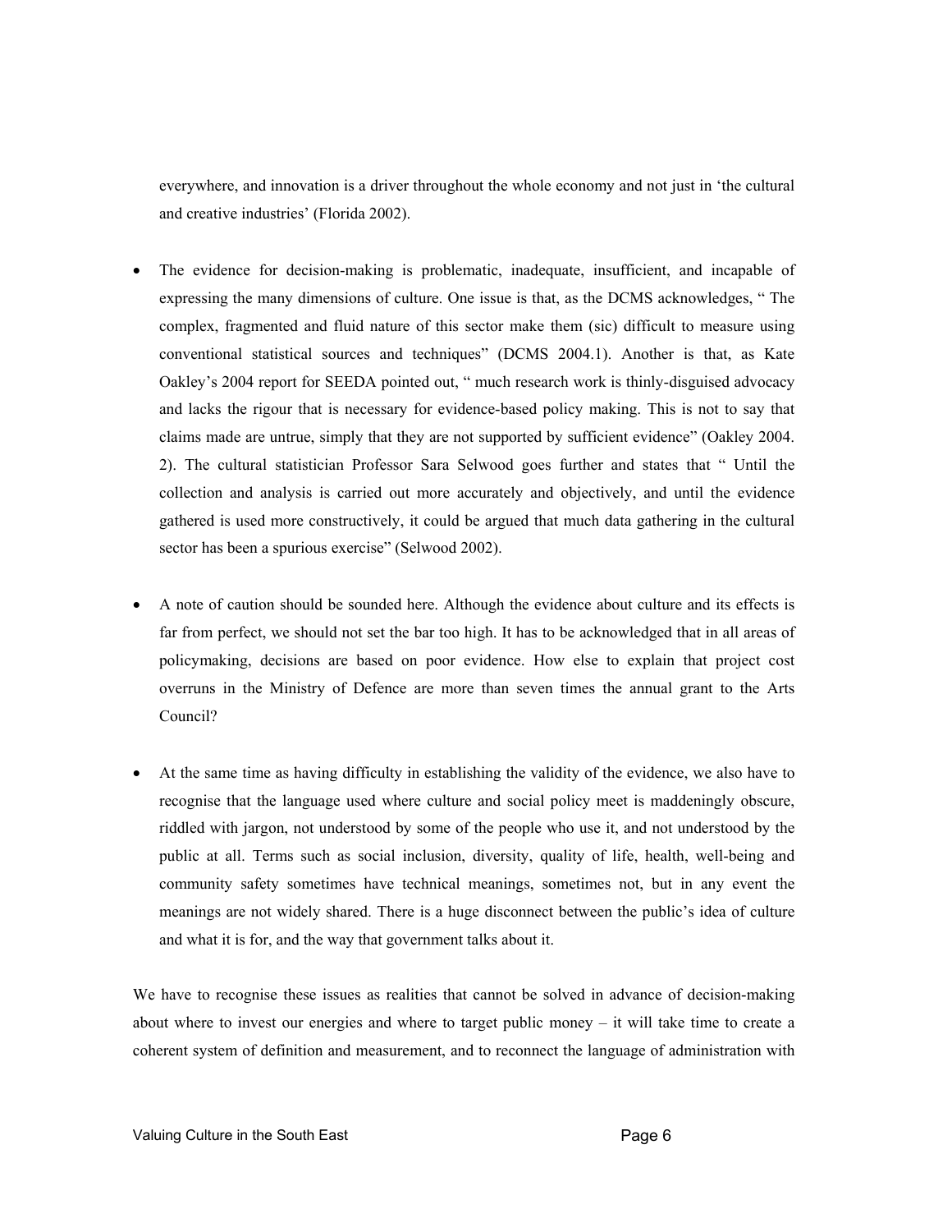everywhere, and innovation is a driver throughout the whole economy and not just in 'the cultural and creative industries' (Florida 2002).

- The evidence for decision-making is problematic, inadequate, insufficient, and incapable of expressing the many dimensions of culture. One issue is that, as the DCMS acknowledges, " The complex, fragmented and fluid nature of this sector make them (sic) difficult to measure using conventional statistical sources and techniques" (DCMS 2004.1). Another is that, as Kate Oakley's 2004 report for SEEDA pointed out, " much research work is thinly-disguised advocacy and lacks the rigour that is necessary for evidence-based policy making. This is not to say that claims made are untrue, simply that they are not supported by sufficient evidence" (Oakley 2004. 2). The cultural statistician Professor Sara Selwood goes further and states that " Until the collection and analysis is carried out more accurately and objectively, and until the evidence gathered is used more constructively, it could be argued that much data gathering in the cultural sector has been a spurious exercise" (Selwood 2002).

- A note of caution should be sounded here. Although the evidence about culture and its effects is far from perfect, we should not set the bar too high. It has to be acknowledged that in all areas of policymaking, decisions are based on poor evidence. How else to explain that project cost overruns in the Ministry of Defence are more than seven times the annual grant to the Arts Council?

- At the same time as having difficulty in establishing the validity of the evidence, we also have to recognise that the language used where culture and social policy meet is maddeningly obscure, riddled with jargon, not understood by some of the people who use it, and not understood by the public at all. Terms such as social inclusion, diversity, quality of life, health, well-being and community safety sometimes have technical meanings, sometimes not, but in any event the meanings are not widely shared. There is a huge disconnect between the public's idea of culture and what it is for, and the way that government talks about it.

We have to recognise these issues as realities that cannot be solved in advance of decision-making about where to invest our energies and where to target public money – it will take time to create a coherent system of definition and measurement, and to reconnect the language of administration with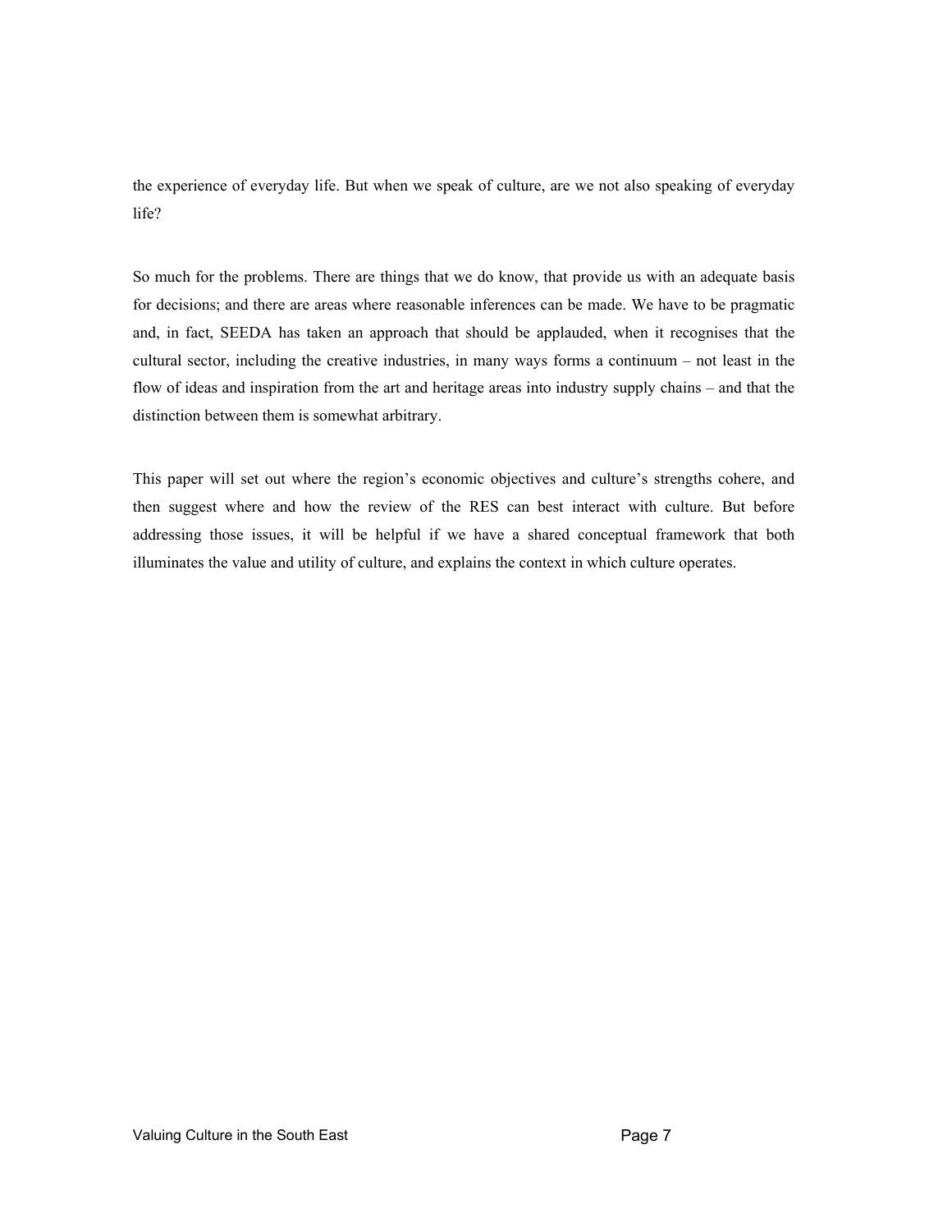the experience of everyday life. But when we speak of culture, are we not also speaking of everyday life?

So much for the problems. There are things that we do know, that provide us with an adequate basis for decisions; and there are areas where reasonable inferences can be made. We have to be pragmatic and, in fact, SEEDA has taken an approach that should be applauded, when it recognises that the cultural sector, including the creative industries, in many ways forms a continuum – not least in the flow of ideas and inspiration from the art and heritage areas into industry supply chains – and that the distinction between them is somewhat arbitrary.

This paper will set out where the region's economic objectives and culture's strengths cohere, and then suggest where and how the review of the RES can best interact with culture. But before addressing those issues, it will be helpful if we have a shared conceptual framework that both illuminates the value and utility of culture, and explains the context in which culture operates.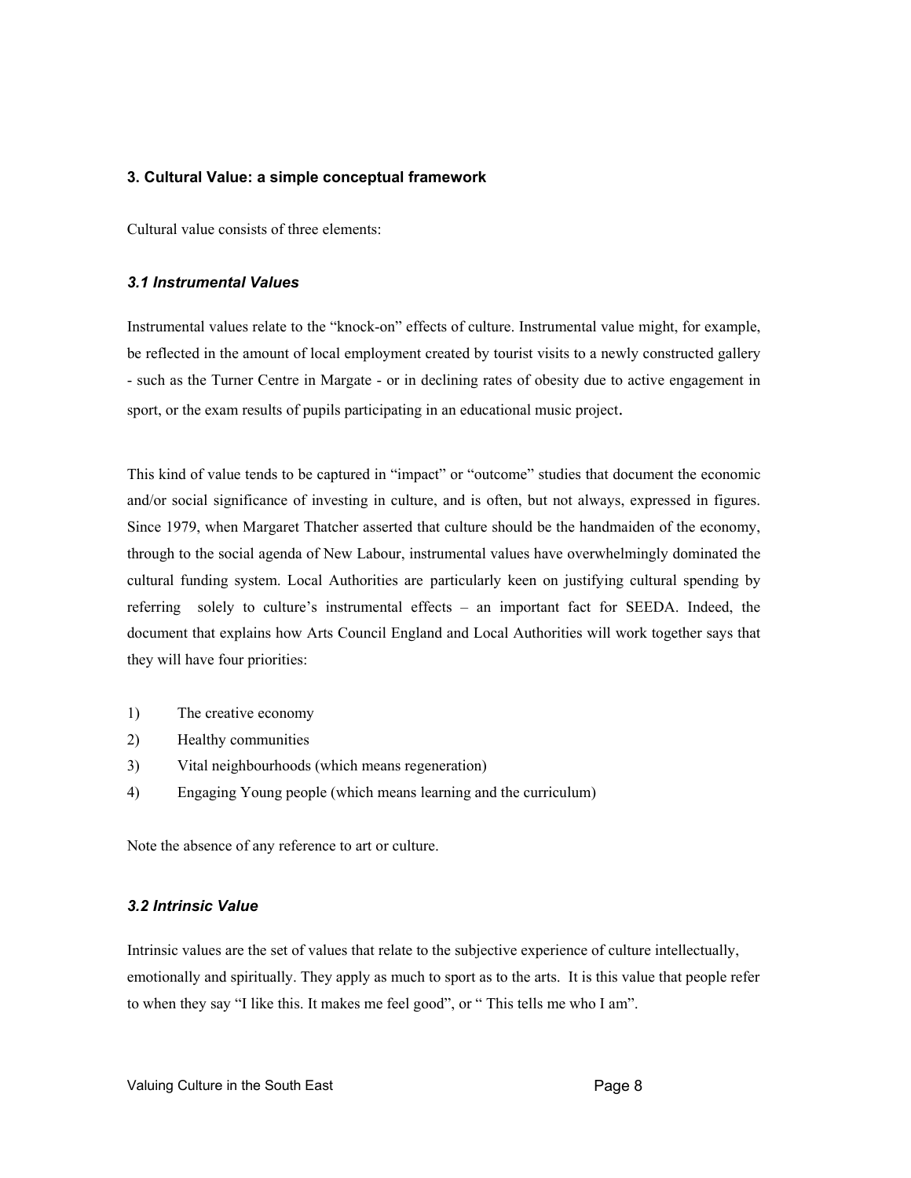## 3. Cultural Value: a simple conceptual framework

Cultural value consists of three elements:

### *3.1 Instrumental Values*

Instrumental values relate to the "knock-on" effects of culture. Instrumental value might, for example, be reflected in the amount of local employment created by tourist visits to a newly constructed gallery - such as the Turner Centre in Margate - or in declining rates of obesity due to active engagement in sport, or the exam results of pupils participating in an educational music project.

This kind of value tends to be captured in "impact" or "outcome" studies that document the economic and/or social significance of investing in culture, and is often, but not always, expressed in figures. Since 1979, when Margaret Thatcher asserted that culture should be the handmaiden of the economy, through to the social agenda of New Labour, instrumental values have overwhelmingly dominated the cultural funding system. Local Authorities are particularly keen on justifying cultural spending by referring solely to culture's instrumental effects – an important fact for SEEDA. Indeed, the document that explains how Arts Council England and Local Authorities will work together says that they will have four priorities:

1) The creative economy
2) Healthy communities
3) Vital neighbourhoods (which means regeneration)
4) Engaging Young people (which means learning and the curriculum)

Note the absence of any reference to art or culture.

### *3.2 Intrinsic Value*

Intrinsic values are the set of values that relate to the subjective experience of culture intellectually, emotionally and spiritually. They apply as much to sport as to the arts. It is this value that people refer to when they say "I like this. It makes me feel good", or " This tells me who I am".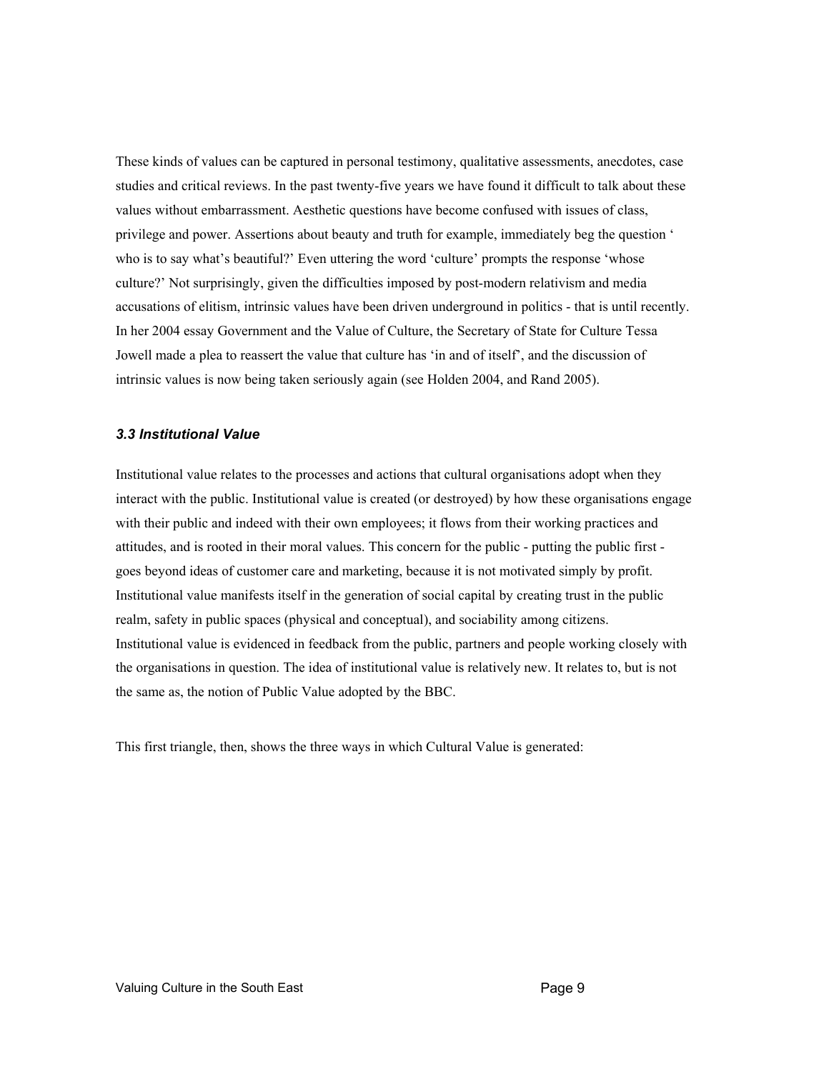These kinds of values can be captured in personal testimony, qualitative assessments, anecdotes, case studies and critical reviews. In the past twenty-five years we have found it difficult to talk about these values without embarrassment. Aesthetic questions have become confused with issues of class, privilege and power. Assertions about beauty and truth for example, immediately beg the question ' who is to say what's beautiful?' Even uttering the word 'culture' prompts the response 'whose culture?' Not surprisingly, given the difficulties imposed by post-modern relativism and media accusations of elitism, intrinsic values have been driven underground in politics - that is until recently. In her 2004 essay Government and the Value of Culture, the Secretary of State for Culture Tessa Jowell made a plea to reassert the value that culture has 'in and of itself', and the discussion of intrinsic values is now being taken seriously again (see Holden 2004, and Rand 2005).

### *3.3 Institutional Value*

Institutional value relates to the processes and actions that cultural organisations adopt when they interact with the public. Institutional value is created (or destroyed) by how these organisations engage with their public and indeed with their own employees; it flows from their working practices and attitudes, and is rooted in their moral values. This concern for the public - putting the public first - goes beyond ideas of customer care and marketing, because it is not motivated simply by profit. Institutional value manifests itself in the generation of social capital by creating trust in the public realm, safety in public spaces (physical and conceptual), and sociability among citizens. Institutional value is evidenced in feedback from the public, partners and people working closely with the organisations in question. The idea of institutional value is relatively new. It relates to, but is not the same as, the notion of Public Value adopted by the BBC.

This first triangle, then, shows the three ways in which Cultural Value is generated: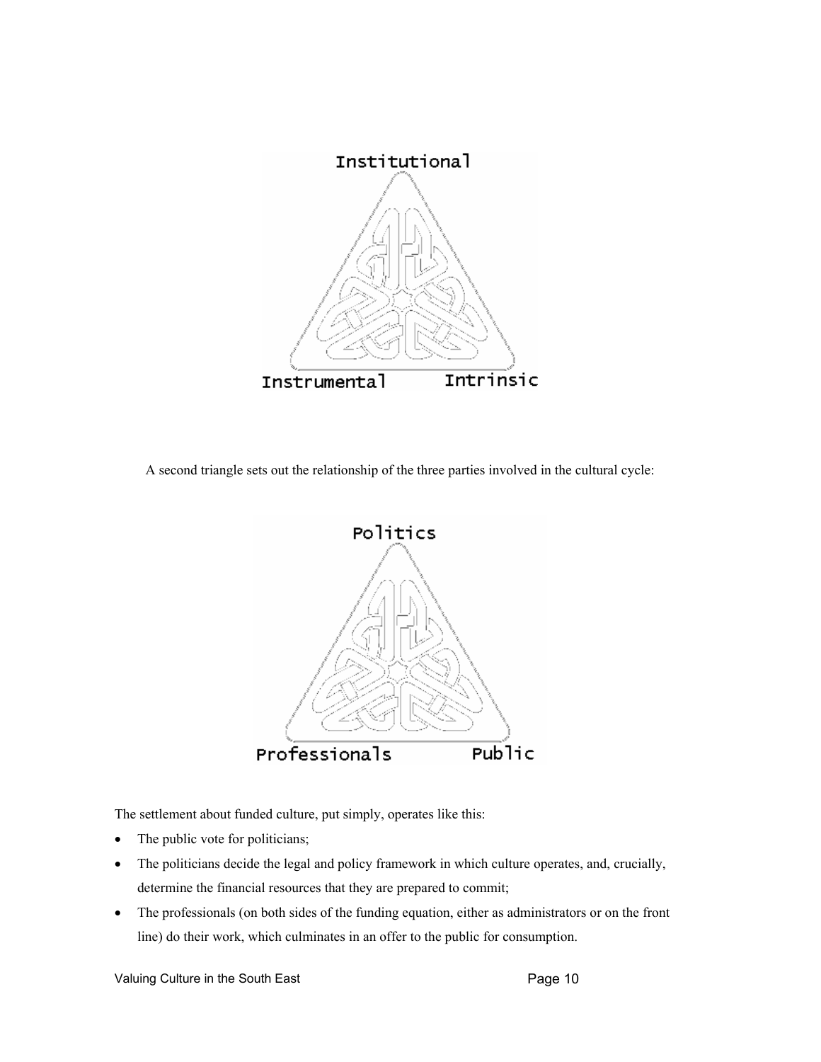Institutional

Instrumental Intrinsic

A second triangle sets out the relationship of the three parties involved in the cultural cycle:

Politics

Professionals Public

The settlement about funded culture, put simply, operates like this:

- The public vote for politicians;
- The politicians decide the legal and policy framework in which culture operates, and, crucially, determine the financial resources that they are prepared to commit;
- The professionals (on both sides of the funding equation, either as administrators or on the front line) do their work, which culminates in an offer to the public for consumption.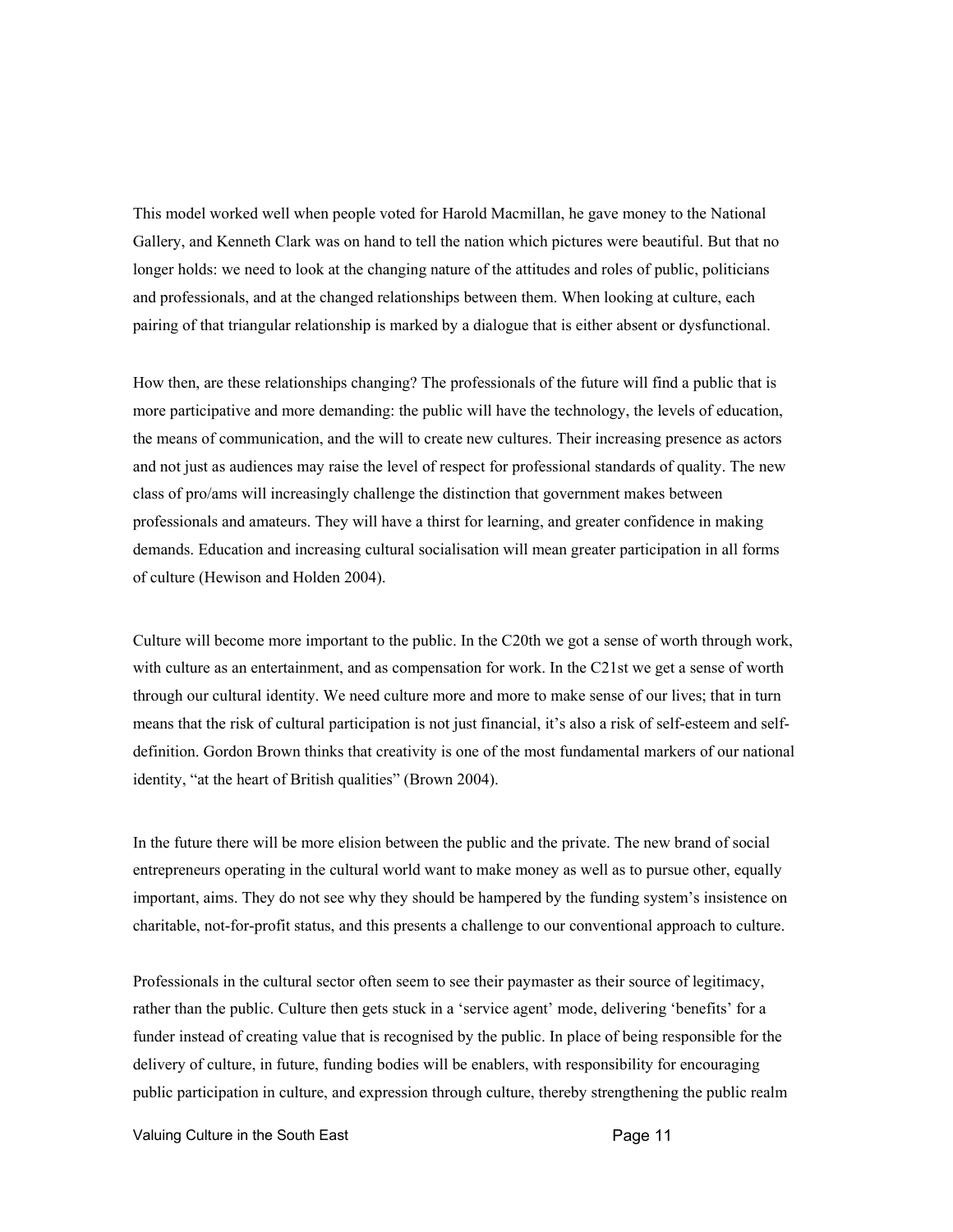This model worked well when people voted for Harold Macmillan, he gave money to the National Gallery, and Kenneth Clark was on hand to tell the nation which pictures were beautiful. But that no longer holds: we need to look at the changing nature of the attitudes and roles of public, politicians and professionals, and at the changed relationships between them. When looking at culture, each pairing of that triangular relationship is marked by a dialogue that is either absent or dysfunctional.

How then, are these relationships changing? The professionals of the future will find a public that is more participative and more demanding: the public will have the technology, the levels of education, the means of communication, and the will to create new cultures. Their increasing presence as actors and not just as audiences may raise the level of respect for professional standards of quality. The new class of pro/ams will increasingly challenge the distinction that government makes between professionals and amateurs. They will have a thirst for learning, and greater confidence in making demands. Education and increasing cultural socialisation will mean greater participation in all forms of culture (Hewison and Holden 2004).

Culture will become more important to the public. In the C20th we got a sense of worth through work, with culture as an entertainment, and as compensation for work. In the C21st we get a sense of worth through our cultural identity. We need culture more and more to make sense of our lives; that in turn means that the risk of cultural participation is not just financial, it's also a risk of self-esteem and self-definition. Gordon Brown thinks that creativity is one of the most fundamental markers of our national identity, "at the heart of British qualities" (Brown 2004).

In the future there will be more elision between the public and the private. The new brand of social entrepreneurs operating in the cultural world want to make money as well as to pursue other, equally important, aims. They do not see why they should be hampered by the funding system's insistence on charitable, not-for-profit status, and this presents a challenge to our conventional approach to culture.

Professionals in the cultural sector often seem to see their paymaster as their source of legitimacy, rather than the public. Culture then gets stuck in a 'service agent' mode, delivering 'benefits' for a funder instead of creating value that is recognised by the public. In place of being responsible for the delivery of culture, in future, funding bodies will be enablers, with responsibility for encouraging public participation in culture, and expression through culture, thereby strengthening the public realm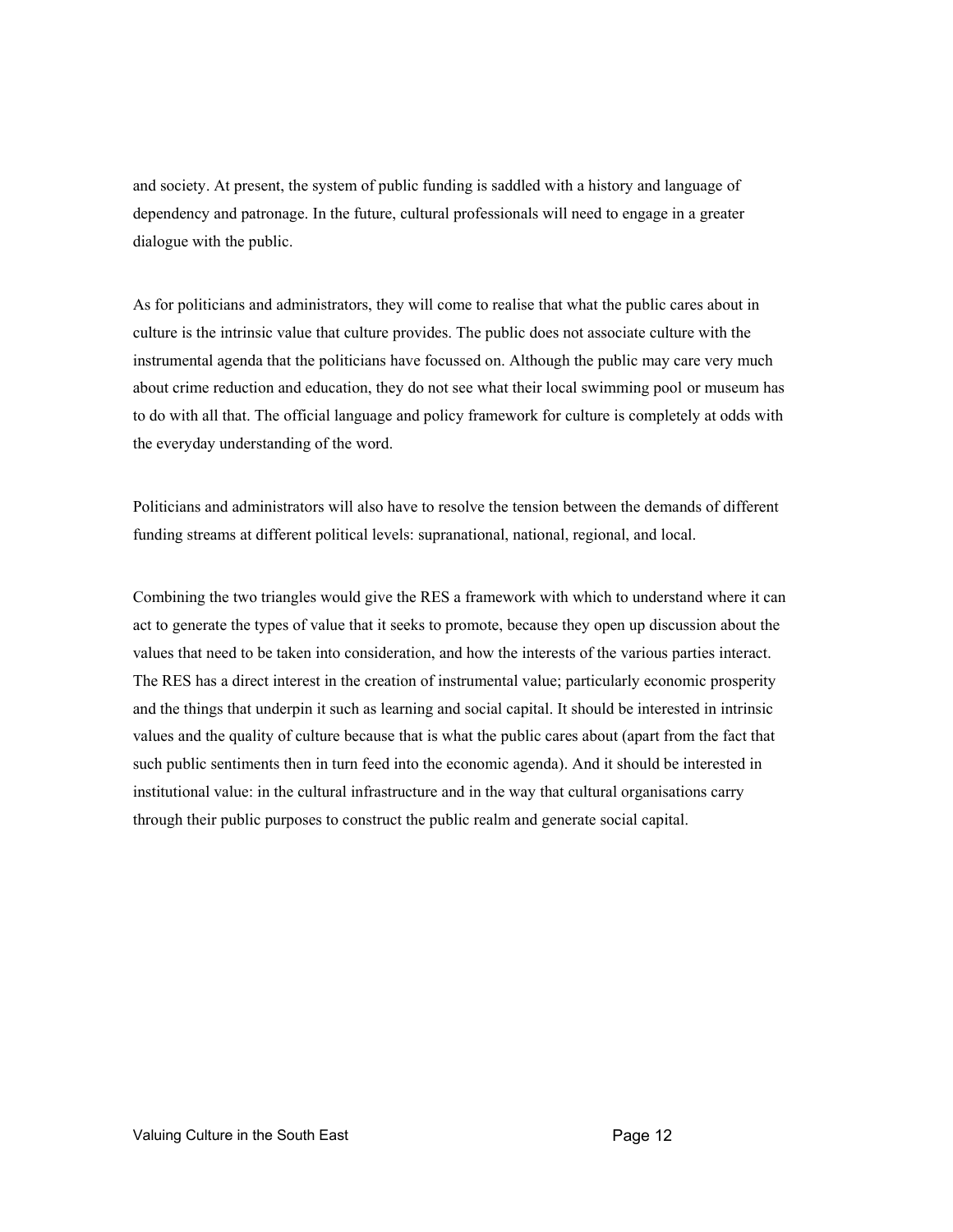and society. At present, the system of public funding is saddled with a history and language of dependency and patronage. In the future, cultural professionals will need to engage in a greater dialogue with the public.

As for politicians and administrators, they will come to realise that what the public cares about in culture is the intrinsic value that culture provides. The public does not associate culture with the instrumental agenda that the politicians have focussed on. Although the public may care very much about crime reduction and education, they do not see what their local swimming pool or museum has to do with all that. The official language and policy framework for culture is completely at odds with the everyday understanding of the word.

Politicians and administrators will also have to resolve the tension between the demands of different funding streams at different political levels: supranational, national, regional, and local.

Combining the two triangles would give the RES a framework with which to understand where it can act to generate the types of value that it seeks to promote, because they open up discussion about the values that need to be taken into consideration, and how the interests of the various parties interact. The RES has a direct interest in the creation of instrumental value; particularly economic prosperity and the things that underpin it such as learning and social capital. It should be interested in intrinsic values and the quality of culture because that is what the public cares about (apart from the fact that such public sentiments then in turn feed into the economic agenda). And it should be interested in institutional value: in the cultural infrastructure and in the way that cultural organisations carry through their public purposes to construct the public realm and generate social capital.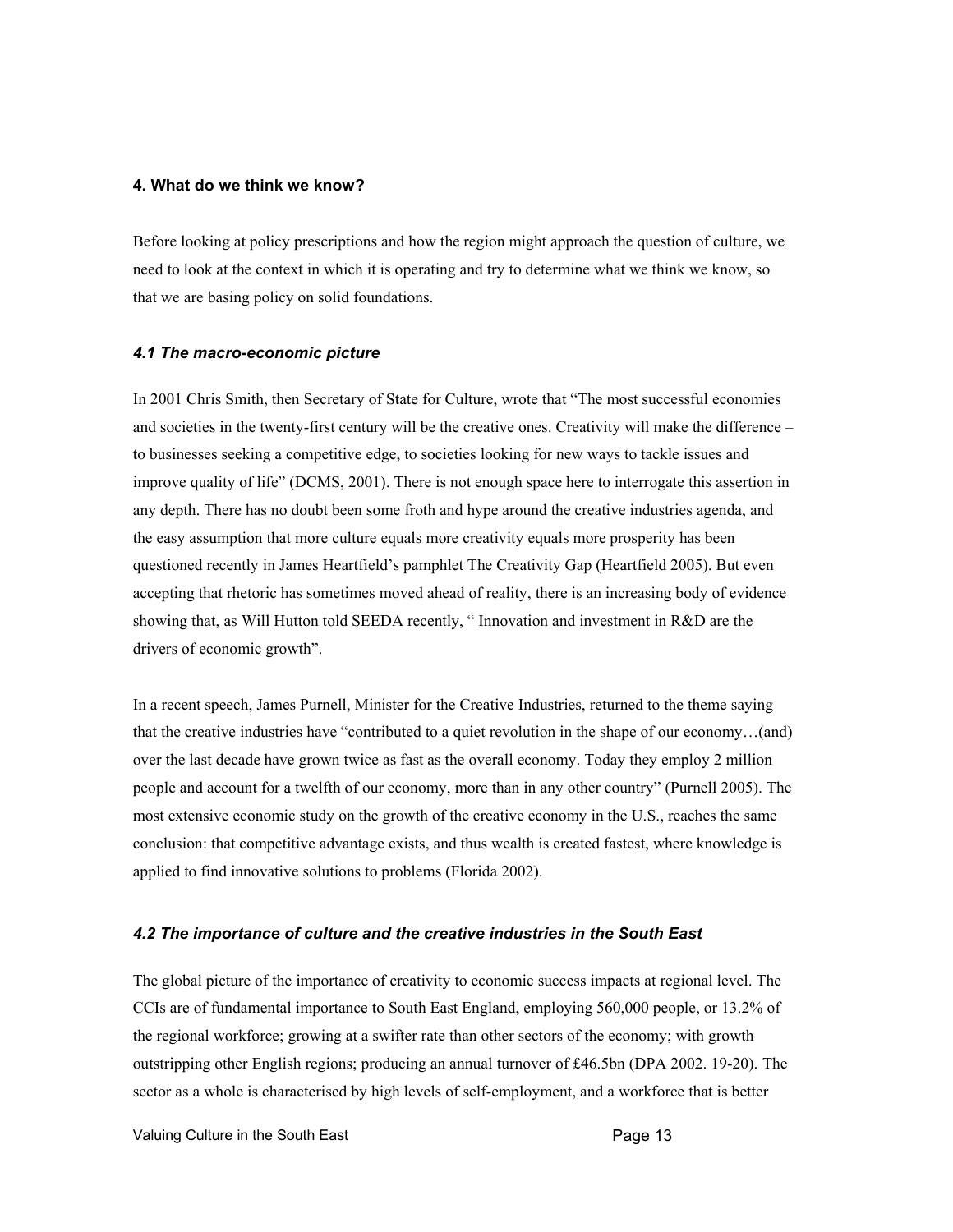## 4. What do we think we know?

Before looking at policy prescriptions and how the region might approach the question of culture, we need to look at the context in which it is operating and try to determine what we think we know, so that we are basing policy on solid foundations.

### *4.1 The macro-economic picture*

In 2001 Chris Smith, then Secretary of State for Culture, wrote that "The most successful economies and societies in the twenty-first century will be the creative ones. Creativity will make the difference – to businesses seeking a competitive edge, to societies looking for new ways to tackle issues and improve quality of life" (DCMS, 2001). There is not enough space here to interrogate this assertion in any depth. There has no doubt been some froth and hype around the creative industries agenda, and the easy assumption that more culture equals more creativity equals more prosperity has been questioned recently in James Heartfield's pamphlet The Creativity Gap (Heartfield 2005). But even accepting that rhetoric has sometimes moved ahead of reality, there is an increasing body of evidence showing that, as Will Hutton told SEEDA recently, " Innovation and investment in R&D are the drivers of economic growth".

In a recent speech, James Purnell, Minister for the Creative Industries, returned to the theme saying that the creative industries have "contributed to a quiet revolution in the shape of our economy…(and) over the last decade have grown twice as fast as the overall economy. Today they employ 2 million people and account for a twelfth of our economy, more than in any other country" (Purnell 2005). The most extensive economic study on the growth of the creative economy in the U.S., reaches the same conclusion: that competitive advantage exists, and thus wealth is created fastest, where knowledge is applied to find innovative solutions to problems (Florida 2002).

### *4.2 The importance of culture and the creative industries in the South East*

The global picture of the importance of creativity to economic success impacts at regional level. The CCIs are of fundamental importance to South East England, employing 560,000 people, or 13.2% of the regional workforce; growing at a swifter rate than other sectors of the economy; with growth outstripping other English regions; producing an annual turnover of £46.5bn (DPA 2002. 19-20). The sector as a whole is characterised by high levels of self-employment, and a workforce that is better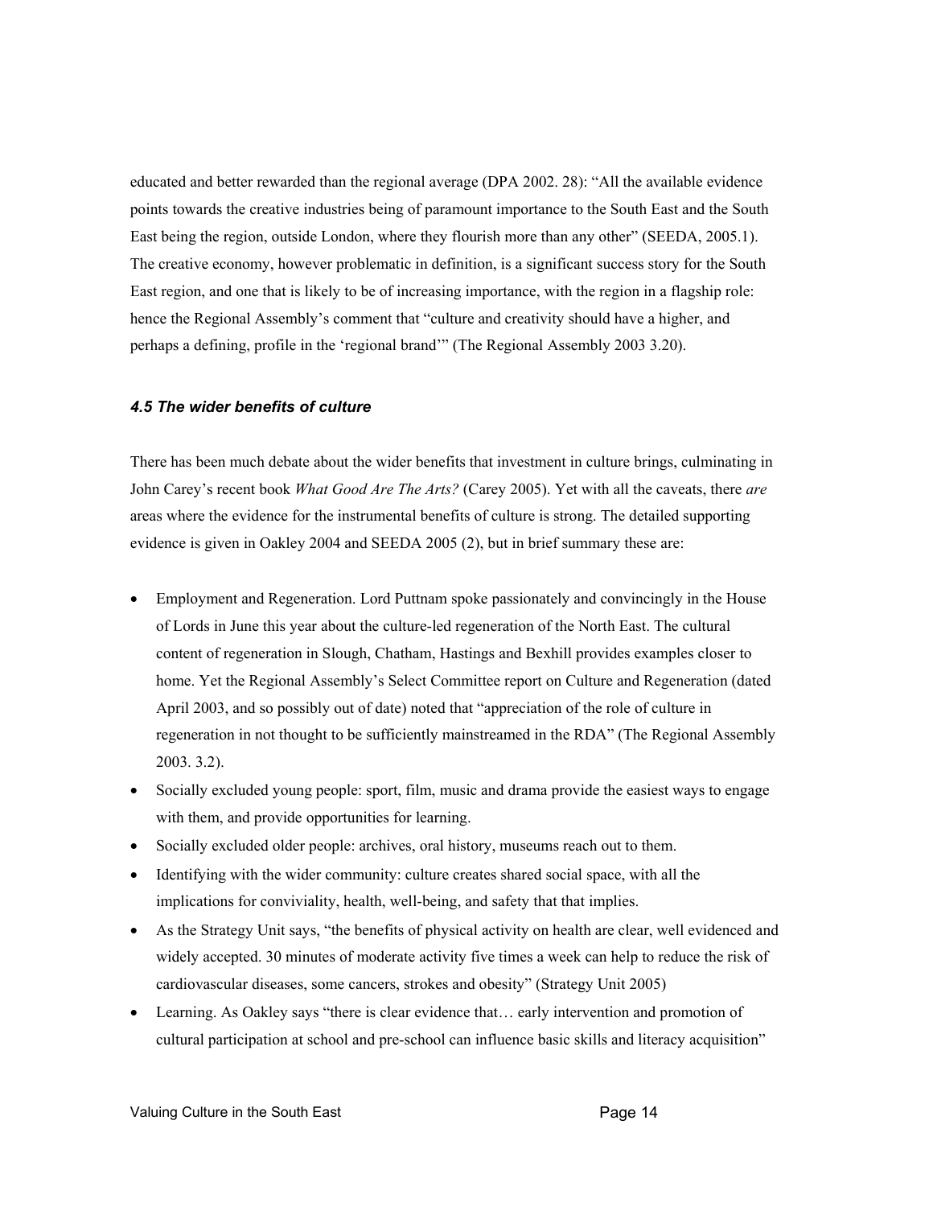educated and better rewarded than the regional average (DPA 2002. 28): “All the available evidence points towards the creative industries being of paramount importance to the South East and the South East being the region, outside London, where they flourish more than any other” (SEEDA, 2005.1). The creative economy, however problematic in definition, is a significant success story for the South East region, and one that is likely to be of increasing importance, with the region in a flagship role: hence the Regional Assembly’s comment that “culture and creativity should have a higher, and perhaps a defining, profile in the ‘regional brand’” (The Regional Assembly 2003 3.20).

### *4.5 The wider benefits of culture*

There has been much debate about the wider benefits that investment in culture brings, culminating in John Carey’s recent book *What Good Are The Arts?* (Carey 2005). Yet with all the caveats, there *are* areas where the evidence for the instrumental benefits of culture is strong. The detailed supporting evidence is given in Oakley 2004 and SEEDA 2005 (2), but in brief summary these are:

- Employment and Regeneration. Lord Puttnam spoke passionately and convincingly in the House of Lords in June this year about the culture-led regeneration of the North East. The cultural content of regeneration in Slough, Chatham, Hastings and Bexhill provides examples closer to home. Yet the Regional Assembly’s Select Committee report on Culture and Regeneration (dated April 2003, and so possibly out of date) noted that “appreciation of the role of culture in regeneration in not thought to be sufficiently mainstreamed in the RDA” (The Regional Assembly 2003. 3.2).
- Socially excluded young people: sport, film, music and drama provide the easiest ways to engage with them, and provide opportunities for learning.
- Socially excluded older people: archives, oral history, museums reach out to them.
- Identifying with the wider community: culture creates shared social space, with all the implications for conviviality, health, well-being, and safety that that implies.
- As the Strategy Unit says, “the benefits of physical activity on health are clear, well evidenced and widely accepted. 30 minutes of moderate activity five times a week can help to reduce the risk of cardiovascular diseases, some cancers, strokes and obesity” (Strategy Unit 2005)
- Learning. As Oakley says “there is clear evidence that… early intervention and promotion of cultural participation at school and pre-school can influence basic skills and literacy acquisition”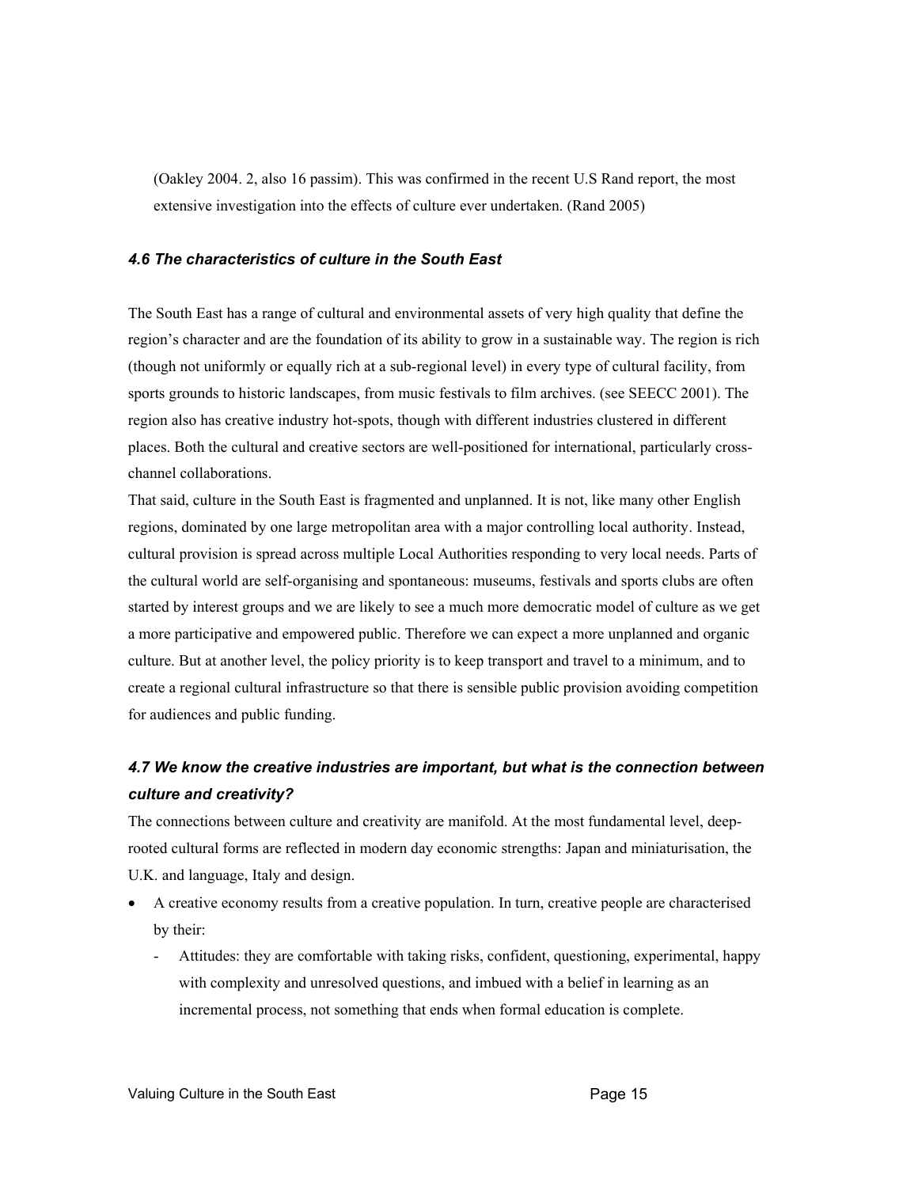(Oakley 2004. 2, also 16 passim). This was confirmed in the recent U.S Rand report, the most extensive investigation into the effects of culture ever undertaken. (Rand 2005)

### *4.6 The characteristics of culture in the South East*

The South East has a range of cultural and environmental assets of very high quality that define the region's character and are the foundation of its ability to grow in a sustainable way. The region is rich (though not uniformly or equally rich at a sub-regional level) in every type of cultural facility, from sports grounds to historic landscapes, from music festivals to film archives. (see SEECC 2001). The region also has creative industry hot-spots, though with different industries clustered in different places. Both the cultural and creative sectors are well-positioned for international, particularly cross-channel collaborations.

That said, culture in the South East is fragmented and unplanned. It is not, like many other English regions, dominated by one large metropolitan area with a major controlling local authority. Instead, cultural provision is spread across multiple Local Authorities responding to very local needs. Parts of the cultural world are self-organising and spontaneous: museums, festivals and sports clubs are often started by interest groups and we are likely to see a much more democratic model of culture as we get a more participative and empowered public. Therefore we can expect a more unplanned and organic culture. But at another level, the policy priority is to keep transport and travel to a minimum, and to create a regional cultural infrastructure so that there is sensible public provision avoiding competition for audiences and public funding.

### *4.7 We know the creative industries are important, but what is the connection between culture and creativity?*

The connections between culture and creativity are manifold. At the most fundamental level, deep-rooted cultural forms are reflected in modern day economic strengths: Japan and miniaturisation, the U.K. and language, Italy and design.

- A creative economy results from a creative population. In turn, creative people are characterised by their:
  - Attitudes: they are comfortable with taking risks, confident, questioning, experimental, happy with complexity and unresolved questions, and imbued with a belief in learning as an incremental process, not something that ends when formal education is complete.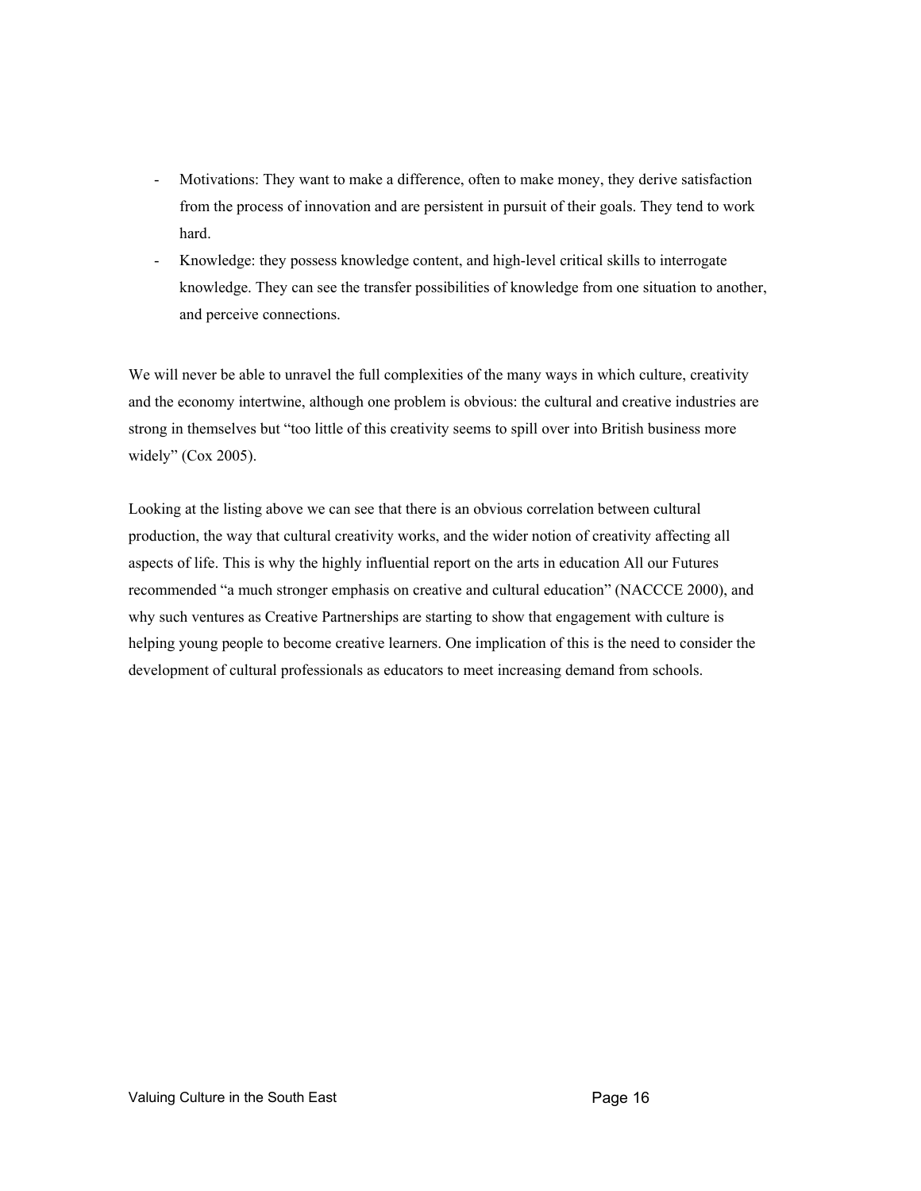- Motivations: They want to make a difference, often to make money, they derive satisfaction from the process of innovation and are persistent in pursuit of their goals. They tend to work hard.
- Knowledge: they possess knowledge content, and high-level critical skills to interrogate knowledge. They can see the transfer possibilities of knowledge from one situation to another, and perceive connections.

We will never be able to unravel the full complexities of the many ways in which culture, creativity and the economy intertwine, although one problem is obvious: the cultural and creative industries are strong in themselves but "too little of this creativity seems to spill over into British business more widely" (Cox 2005).

Looking at the listing above we can see that there is an obvious correlation between cultural production, the way that cultural creativity works, and the wider notion of creativity affecting all aspects of life. This is why the highly influential report on the arts in education All our Futures recommended "a much stronger emphasis on creative and cultural education" (NACCCE 2000), and why such ventures as Creative Partnerships are starting to show that engagement with culture is helping young people to become creative learners. One implication of this is the need to consider the development of cultural professionals as educators to meet increasing demand from schools.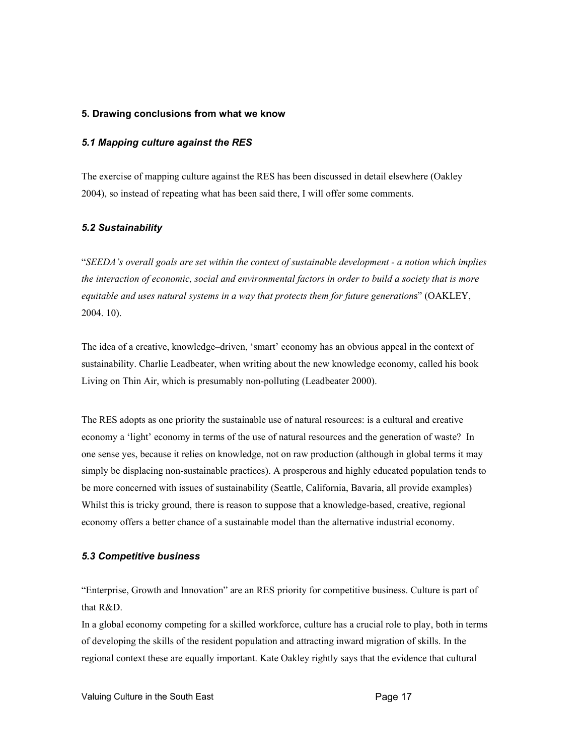## 5. Drawing conclusions from what we know

### *5.1 Mapping culture against the RES*

The exercise of mapping culture against the RES has been discussed in detail elsewhere (Oakley 2004), so instead of repeating what has been said there, I will offer some comments.

### *5.2 Sustainability*

"*SEEDA's overall goals are set within the context of sustainable development - a notion which implies the interaction of economic, social and environmental factors in order to build a society that is more equitable and uses natural systems in a way that protects them for future generation*s" (OAKLEY, 2004. 10).

The idea of a creative, knowledge–driven, 'smart' economy has an obvious appeal in the context of sustainability. Charlie Leadbeater, when writing about the new knowledge economy, called his book Living on Thin Air, which is presumably non-polluting (Leadbeater 2000).

The RES adopts as one priority the sustainable use of natural resources: is a cultural and creative economy a 'light' economy in terms of the use of natural resources and the generation of waste? In one sense yes, because it relies on knowledge, not on raw production (although in global terms it may simply be displacing non-sustainable practices). A prosperous and highly educated population tends to be more concerned with issues of sustainability (Seattle, California, Bavaria, all provide examples) Whilst this is tricky ground, there is reason to suppose that a knowledge-based, creative, regional economy offers a better chance of a sustainable model than the alternative industrial economy.

### *5.3 Competitive business*

"Enterprise, Growth and Innovation" are an RES priority for competitive business. Culture is part of that R&D.
In a global economy competing for a skilled workforce, culture has a crucial role to play, both in terms of developing the skills of the resident population and attracting inward migration of skills. In the regional context these are equally important. Kate Oakley rightly says that the evidence that cultural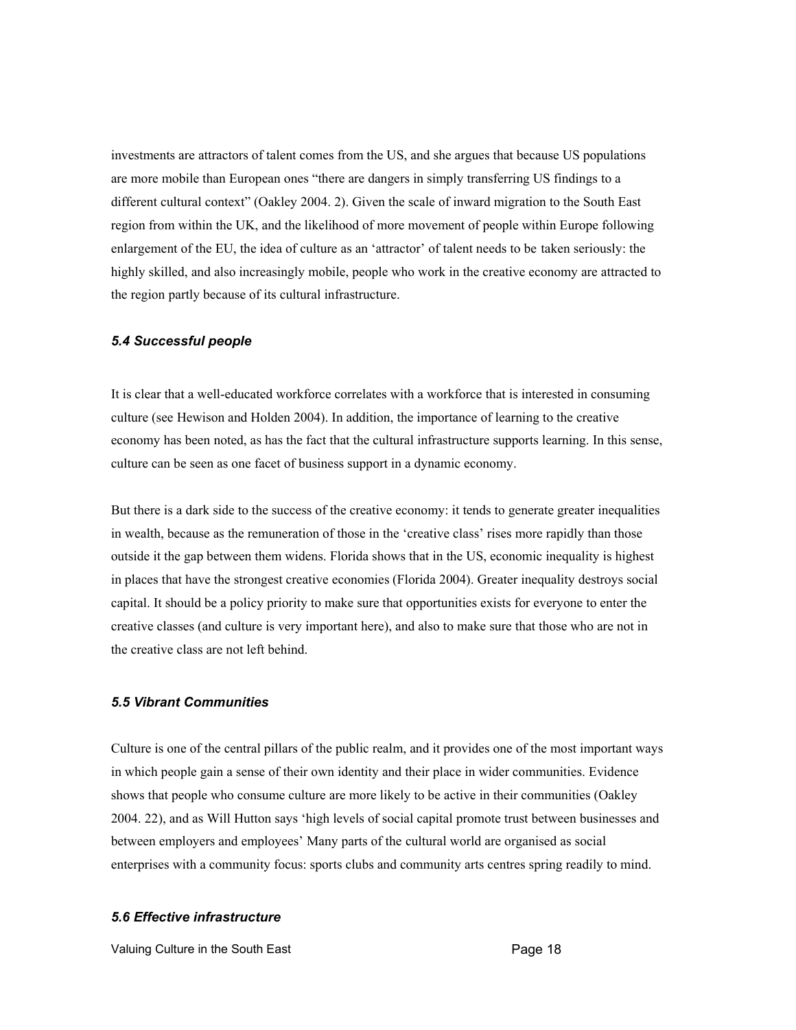investments are attractors of talent comes from the US, and she argues that because US populations are more mobile than European ones "there are dangers in simply transferring US findings to a different cultural context" (Oakley 2004. 2). Given the scale of inward migration to the South East region from within the UK, and the likelihood of more movement of people within Europe following enlargement of the EU, the idea of culture as an 'attractor' of talent needs to be taken seriously: the highly skilled, and also increasingly mobile, people who work in the creative economy are attracted to the region partly because of its cultural infrastructure.

### *5.4 Successful people*

It is clear that a well-educated workforce correlates with a workforce that is interested in consuming culture (see Hewison and Holden 2004). In addition, the importance of learning to the creative economy has been noted, as has the fact that the cultural infrastructure supports learning. In this sense, culture can be seen as one facet of business support in a dynamic economy.

But there is a dark side to the success of the creative economy: it tends to generate greater inequalities in wealth, because as the remuneration of those in the 'creative class' rises more rapidly than those outside it the gap between them widens. Florida shows that in the US, economic inequality is highest in places that have the strongest creative economies (Florida 2004). Greater inequality destroys social capital. It should be a policy priority to make sure that opportunities exists for everyone to enter the creative classes (and culture is very important here), and also to make sure that those who are not in the creative class are not left behind.

### *5.5 Vibrant Communities*

Culture is one of the central pillars of the public realm, and it provides one of the most important ways in which people gain a sense of their own identity and their place in wider communities. Evidence shows that people who consume culture are more likely to be active in their communities (Oakley 2004. 22), and as Will Hutton says 'high levels of social capital promote trust between businesses and between employers and employees' Many parts of the cultural world are organised as social enterprises with a community focus: sports clubs and community arts centres spring readily to mind.

### *5.6 Effective infrastructure*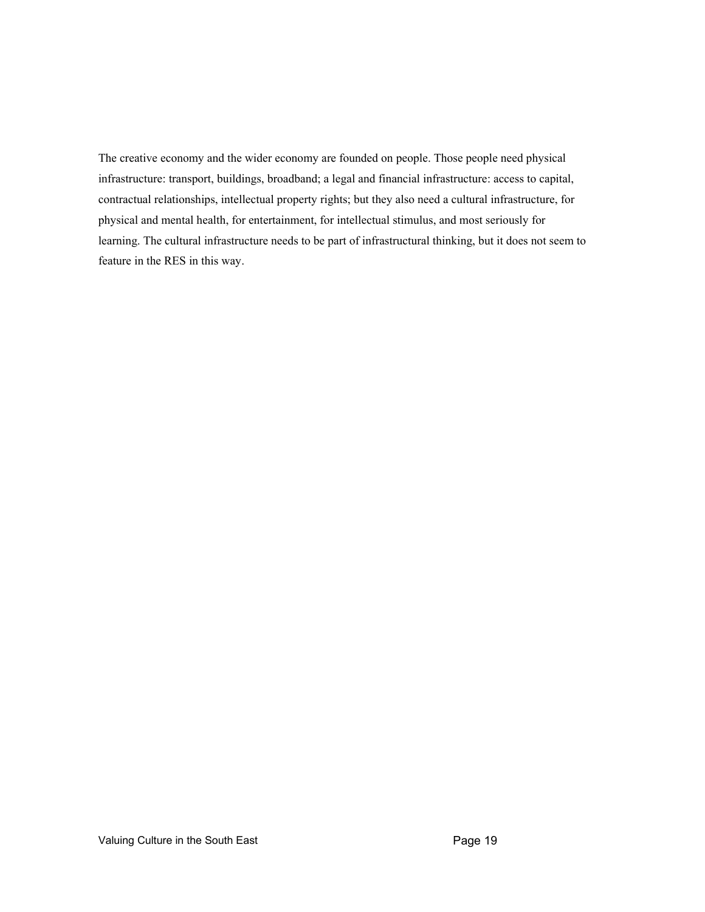The creative economy and the wider economy are founded on people. Those people need physical infrastructure: transport, buildings, broadband; a legal and financial infrastructure: access to capital, contractual relationships, intellectual property rights; but they also need a cultural infrastructure, for physical and mental health, for entertainment, for intellectual stimulus, and most seriously for learning. The cultural infrastructure needs to be part of infrastructural thinking, but it does not seem to feature in the RES in this way.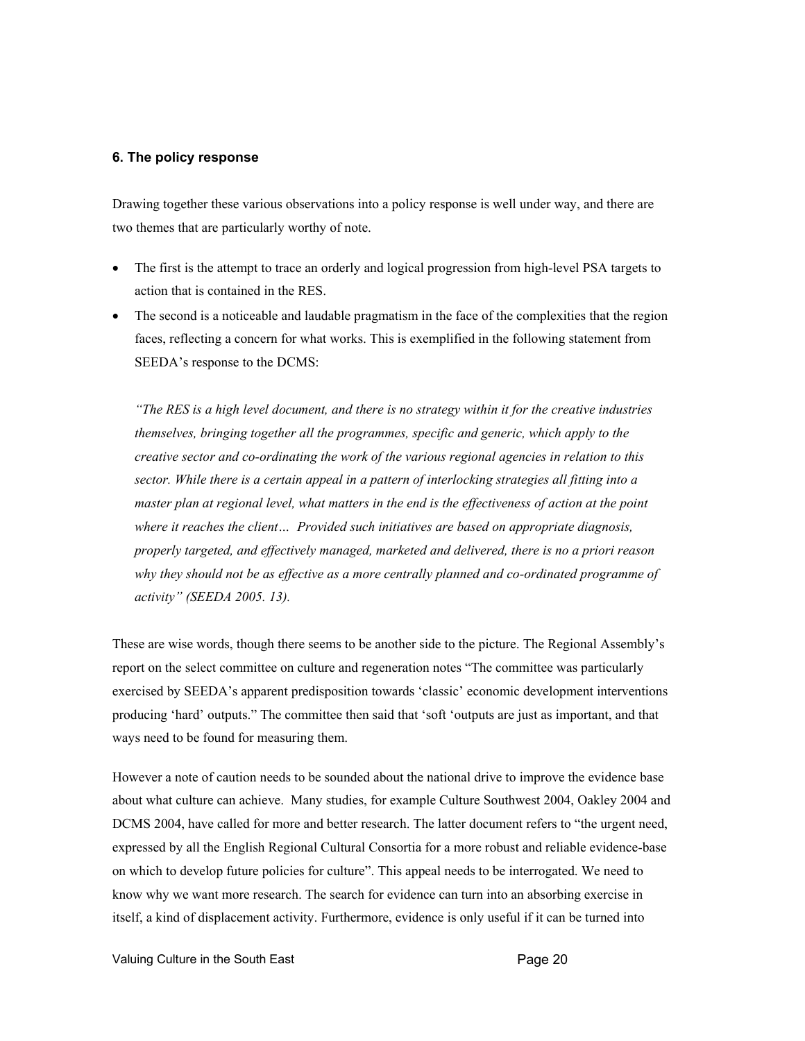### 6. The policy response

Drawing together these various observations into a policy response is well under way, and there are two themes that are particularly worthy of note.

- The first is the attempt to trace an orderly and logical progression from high-level PSA targets to action that is contained in the RES.
- The second is a noticeable and laudable pragmatism in the face of the complexities that the region faces, reflecting a concern for what works. This is exemplified in the following statement from SEEDA's response to the DCMS:

  *"The RES is a high level document, and there is no strategy within it for the creative industries themselves, bringing together all the programmes, specific and generic, which apply to the creative sector and co-ordinating the work of the various regional agencies in relation to this sector. While there is a certain appeal in a pattern of interlocking strategies all fitting into a master plan at regional level, what matters in the end is the effectiveness of action at the point where it reaches the client… Provided such initiatives are based on appropriate diagnosis, properly targeted, and effectively managed, marketed and delivered, there is no a priori reason why they should not be as effective as a more centrally planned and co-ordinated programme of activity" (SEEDA 2005. 13).*

These are wise words, though there seems to be another side to the picture. The Regional Assembly's report on the select committee on culture and regeneration notes "The committee was particularly exercised by SEEDA's apparent predisposition towards 'classic' economic development interventions producing 'hard' outputs." The committee then said that 'soft 'outputs are just as important, and that ways need to be found for measuring them.

However a note of caution needs to be sounded about the national drive to improve the evidence base about what culture can achieve. Many studies, for example Culture Southwest 2004, Oakley 2004 and DCMS 2004, have called for more and better research. The latter document refers to "the urgent need, expressed by all the English Regional Cultural Consortia for a more robust and reliable evidence-base on which to develop future policies for culture". This appeal needs to be interrogated. We need to know why we want more research. The search for evidence can turn into an absorbing exercise in itself, a kind of displacement activity. Furthermore, evidence is only useful if it can be turned into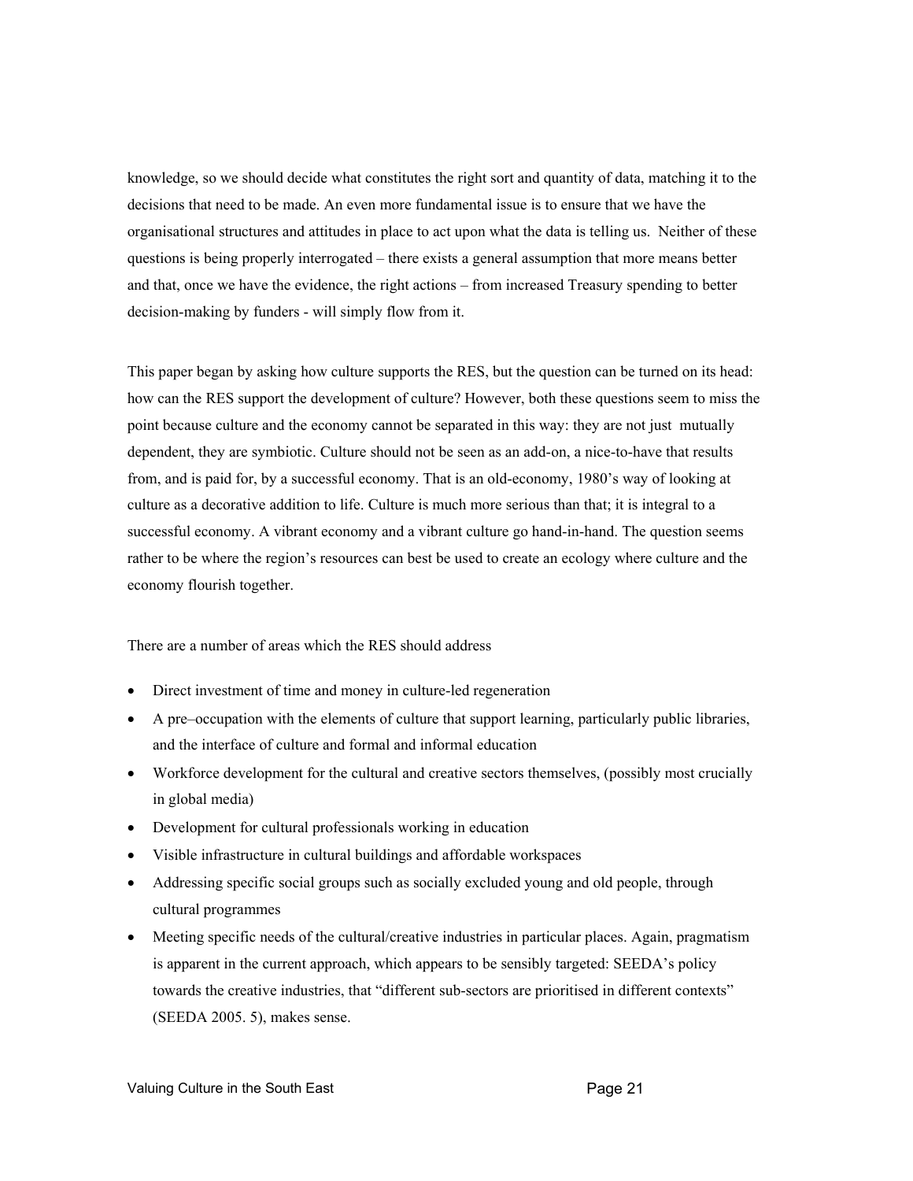knowledge, so we should decide what constitutes the right sort and quantity of data, matching it to the decisions that need to be made. An even more fundamental issue is to ensure that we have the organisational structures and attitudes in place to act upon what the data is telling us. Neither of these questions is being properly interrogated – there exists a general assumption that more means better and that, once we have the evidence, the right actions – from increased Treasury spending to better decision-making by funders - will simply flow from it.

This paper began by asking how culture supports the RES, but the question can be turned on its head: how can the RES support the development of culture? However, both these questions seem to miss the point because culture and the economy cannot be separated in this way: they are not just mutually dependent, they are symbiotic. Culture should not be seen as an add-on, a nice-to-have that results from, and is paid for, by a successful economy. That is an old-economy, 1980's way of looking at culture as a decorative addition to life. Culture is much more serious than that; it is integral to a successful economy. A vibrant economy and a vibrant culture go hand-in-hand. The question seems rather to be where the region's resources can best be used to create an ecology where culture and the economy flourish together.

There are a number of areas which the RES should address

- Direct investment of time and money in culture-led regeneration
- A pre–occupation with the elements of culture that support learning, particularly public libraries, and the interface of culture and formal and informal education
- Workforce development for the cultural and creative sectors themselves, (possibly most crucially in global media)
- Development for cultural professionals working in education
- Visible infrastructure in cultural buildings and affordable workspaces
- Addressing specific social groups such as socially excluded young and old people, through cultural programmes
- Meeting specific needs of the cultural/creative industries in particular places. Again, pragmatism is apparent in the current approach, which appears to be sensibly targeted: SEEDA's policy towards the creative industries, that "different sub-sectors are prioritised in different contexts" (SEEDA 2005. 5), makes sense.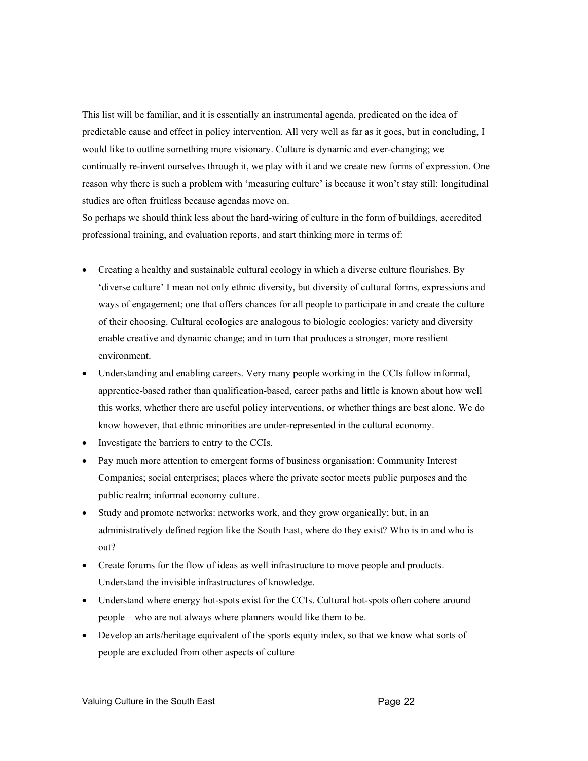This list will be familiar, and it is essentially an instrumental agenda, predicated on the idea of predictable cause and effect in policy intervention. All very well as far as it goes, but in concluding, I would like to outline something more visionary. Culture is dynamic and ever-changing; we continually re-invent ourselves through it, we play with it and we create new forms of expression. One reason why there is such a problem with 'measuring culture' is because it won't stay still: longitudinal studies are often fruitless because agendas move on.

So perhaps we should think less about the hard-wiring of culture in the form of buildings, accredited professional training, and evaluation reports, and start thinking more in terms of:

- Creating a healthy and sustainable cultural ecology in which a diverse culture flourishes. By 'diverse culture' I mean not only ethnic diversity, but diversity of cultural forms, expressions and ways of engagement; one that offers chances for all people to participate in and create the culture of their choosing. Cultural ecologies are analogous to biologic ecologies: variety and diversity enable creative and dynamic change; and in turn that produces a stronger, more resilient environment.
- Understanding and enabling careers. Very many people working in the CCIs follow informal, apprentice-based rather than qualification-based, career paths and little is known about how well this works, whether there are useful policy interventions, or whether things are best alone. We do know however, that ethnic minorities are under-represented in the cultural economy.
- Investigate the barriers to entry to the CCIs.
- Pay much more attention to emergent forms of business organisation: Community Interest Companies; social enterprises; places where the private sector meets public purposes and the public realm; informal economy culture.
- Study and promote networks: networks work, and they grow organically; but, in an administratively defined region like the South East, where do they exist? Who is in and who is out?
- Create forums for the flow of ideas as well infrastructure to move people and products. Understand the invisible infrastructures of knowledge.
- Understand where energy hot-spots exist for the CCIs. Cultural hot-spots often cohere around people – who are not always where planners would like them to be.
- Develop an arts/heritage equivalent of the sports equity index, so that we know what sorts of people are excluded from other aspects of culture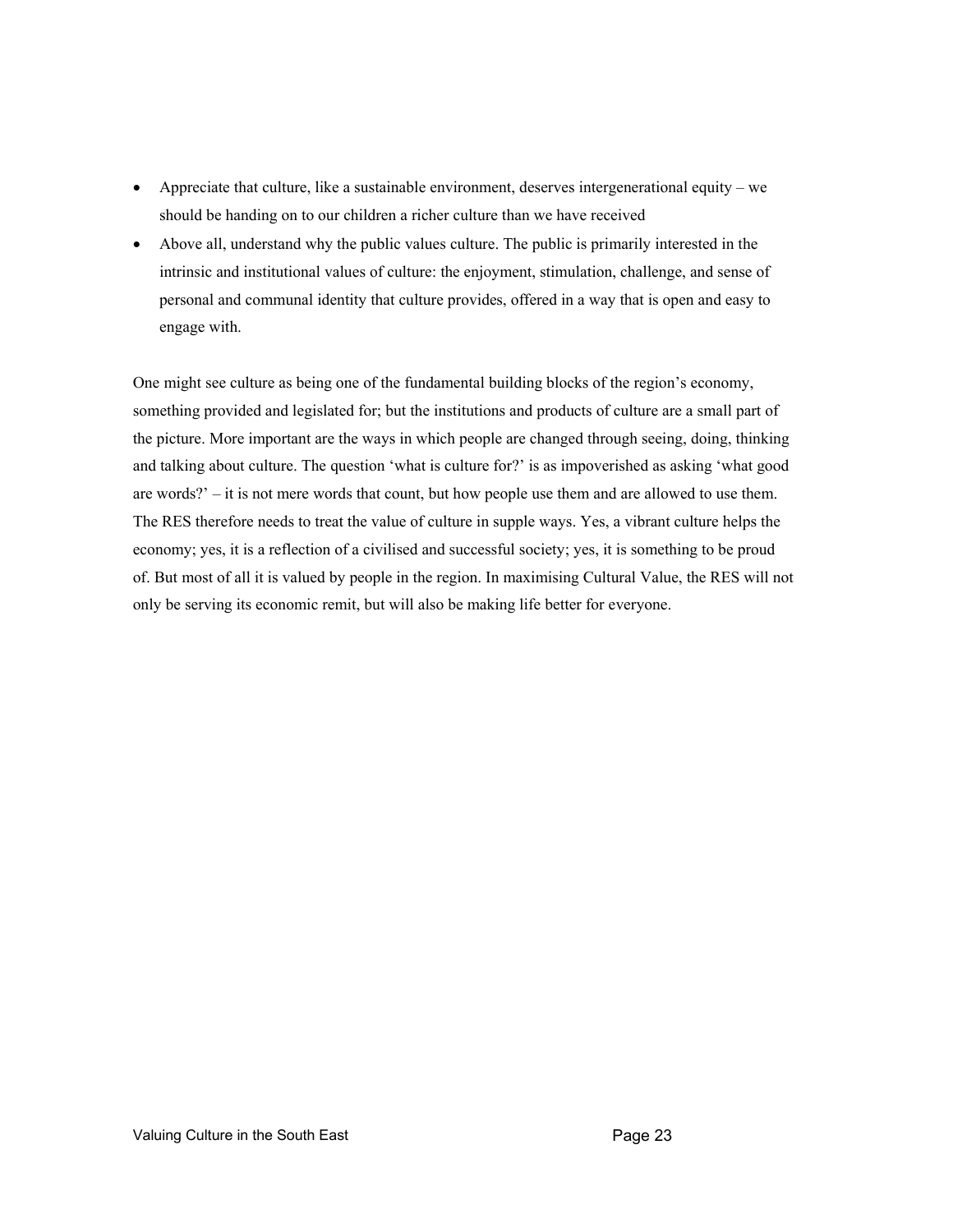- Appreciate that culture, like a sustainable environment, deserves intergenerational equity – we should be handing on to our children a richer culture than we have received
- Above all, understand why the public values culture. The public is primarily interested in the intrinsic and institutional values of culture: the enjoyment, stimulation, challenge, and sense of personal and communal identity that culture provides, offered in a way that is open and easy to engage with.

One might see culture as being one of the fundamental building blocks of the region's economy, something provided and legislated for; but the institutions and products of culture are a small part of the picture. More important are the ways in which people are changed through seeing, doing, thinking and talking about culture. The question 'what is culture for?' is as impoverished as asking 'what good are words?' – it is not mere words that count, but how people use them and are allowed to use them. The RES therefore needs to treat the value of culture in supple ways. Yes, a vibrant culture helps the economy; yes, it is a reflection of a civilised and successful society; yes, it is something to be proud of. But most of all it is valued by people in the region. In maximising Cultural Value, the RES will not only be serving its economic remit, but will also be making life better for everyone.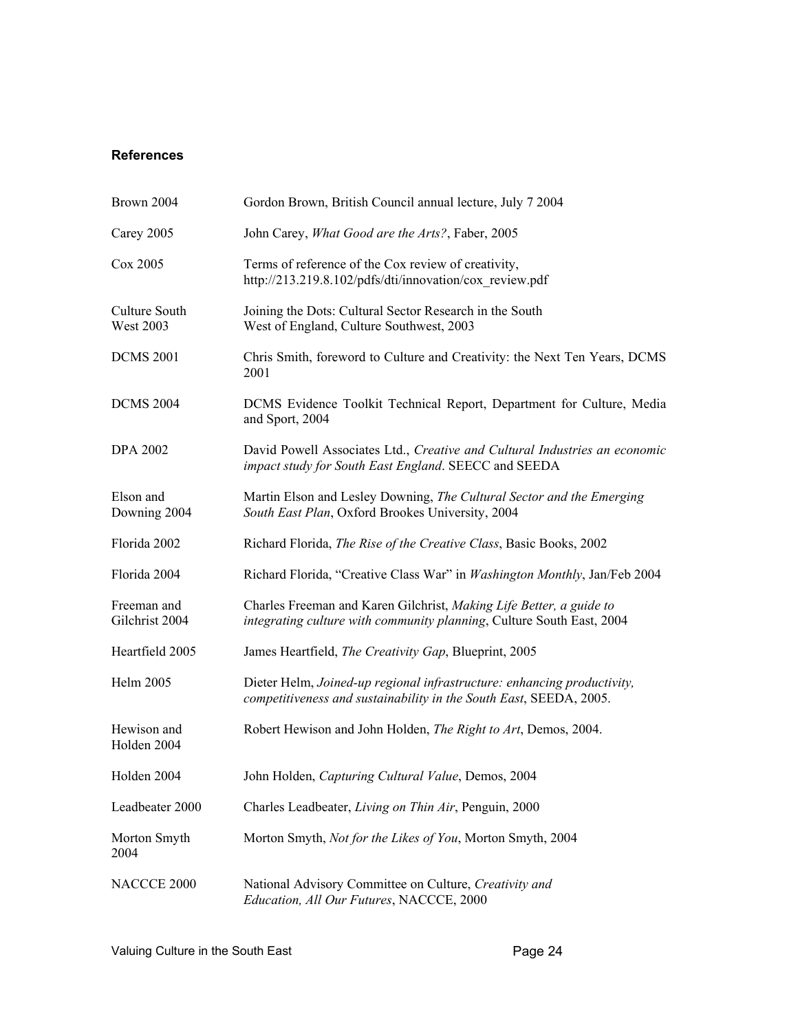### References

| | |
|---|---|
| Brown 2004 | Gordon Brown, British Council annual lecture, July 7 2004 |
| Carey 2005 | John Carey, *What Good are the Arts?*, Faber, 2005 |
| Cox 2005 | Terms of reference of the Cox review of creativity, http://213.219.8.102/pdfs/dti/innovation/cox_review.pdf |
| Culture South West 2003 | Joining the Dots: Cultural Sector Research in the South West of England, Culture Southwest, 2003 |
| DCMS 2001 | Chris Smith, foreword to Culture and Creativity: the Next Ten Years, DCMS 2001 |
| DCMS 2004 | DCMS Evidence Toolkit Technical Report, Department for Culture, Media and Sport, 2004 |
| DPA 2002 | David Powell Associates Ltd., *Creative and Cultural Industries an economic impact study for South East England*. SEECC and SEEDA |
| Elson and Downing 2004 | Martin Elson and Lesley Downing, *The Cultural Sector and the Emerging South East Plan*, Oxford Brookes University, 2004 |
| Florida 2002 | Richard Florida, *The Rise of the Creative Class*, Basic Books, 2002 |
| Florida 2004 | Richard Florida, "Creative Class War" in *Washington Monthly*, Jan/Feb 2004 |
| Freeman and Gilchrist 2004 | Charles Freeman and Karen Gilchrist, *Making Life Better, a guide to integrating culture with community planning*, Culture South East, 2004 |
| Heartfield 2005 | James Heartfield, *The Creativity Gap*, Blueprint, 2005 |
| Helm 2005 | Dieter Helm, *Joined-up regional infrastructure: enhancing productivity, competitiveness and sustainability in the South East*, SEEDA, 2005. |
| Hewison and Holden 2004 | Robert Hewison and John Holden, *The Right to Art*, Demos, 2004. |
| Holden 2004 | John Holden, *Capturing Cultural Value*, Demos, 2004 |
| Leadbeater 2000 | Charles Leadbeater, *Living on Thin Air*, Penguin, 2000 |
| Morton Smyth 2004 | Morton Smyth, *Not for the Likes of You*, Morton Smyth, 2004 |
| NACCCE 2000 | National Advisory Committee on Culture, *Creativity and Education, All Our Futures*, NACCCE, 2000 |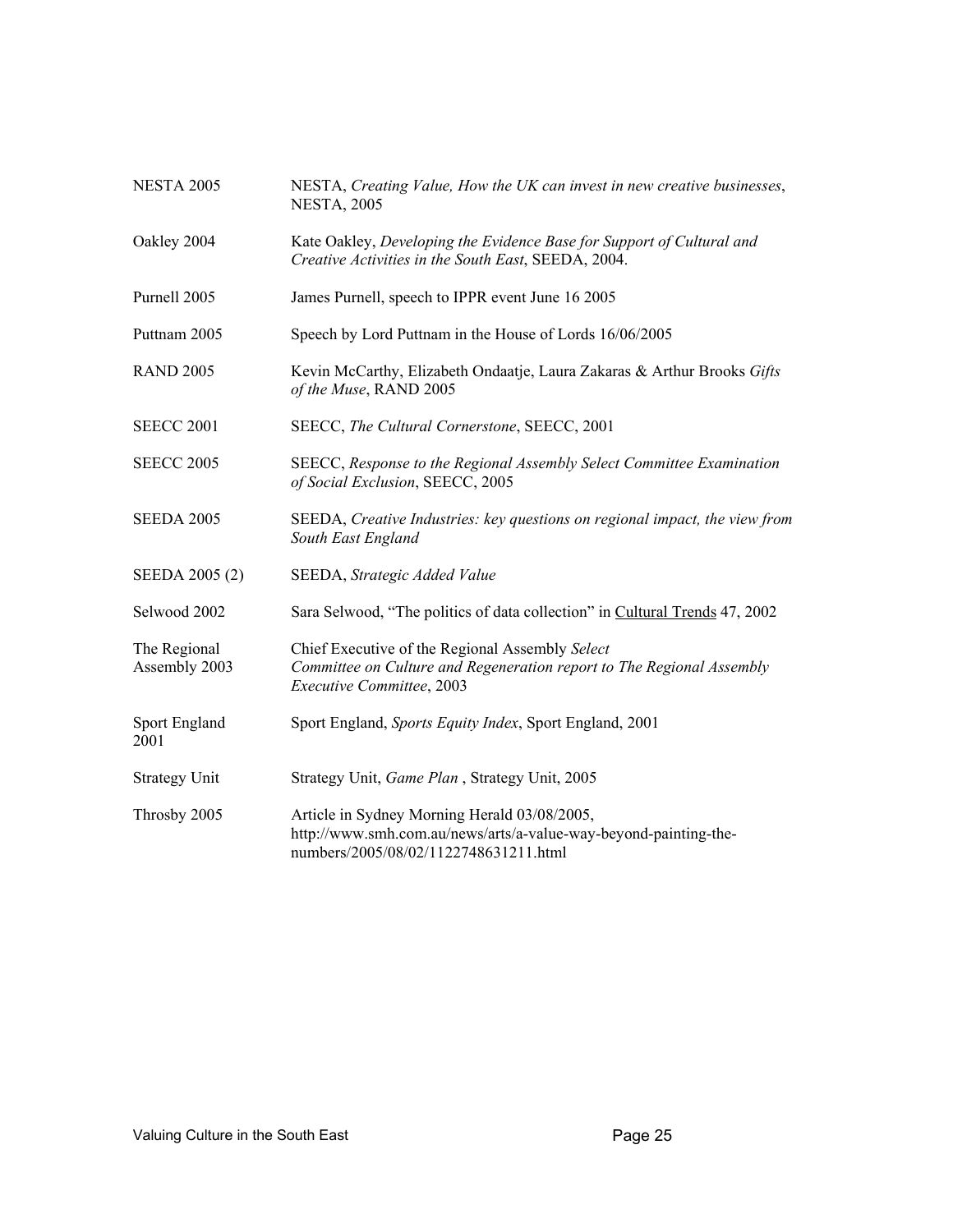| | |
|---|---|
| NESTA 2005 | NESTA, *Creating Value, How the UK can invest in new creative businesses*, NESTA, 2005 |
| Oakley 2004 | Kate Oakley, *Developing the Evidence Base for Support of Cultural and Creative Activities in the South East*, SEEDA, 2004. |
| Purnell 2005 | James Purnell, speech to IPPR event June 16 2005 |
| Puttnam 2005 | Speech by Lord Puttnam in the House of Lords 16/06/2005 |
| RAND 2005 | Kevin McCarthy, Elizabeth Ondaatje, Laura Zakaras & Arthur Brooks *Gifts of the Muse*, RAND 2005 |
| SEECC 2001 | SEECC, *The Cultural Cornerstone*, SEECC, 2001 |
| SEECC 2005 | SEECC, *Response to the Regional Assembly Select Committee Examination of Social Exclusion*, SEECC, 2005 |
| SEEDA 2005 | SEEDA, *Creative Industries: key questions on regional impact, the view from South East England* |
| SEEDA 2005 (2) | SEEDA, *Strategic Added Value* |
| Selwood 2002 | Sara Selwood, "The politics of data collection" in Cultural Trends 47, 2002 |
| The Regional Assembly 2003 | Chief Executive of the Regional Assembly *Select Committee on Culture and Regeneration report to The Regional Assembly Executive Committee*, 2003 |
| Sport England 2001 | Sport England, *Sports Equity Index*, Sport England, 2001 |
| Strategy Unit | Strategy Unit, *Game Plan* , Strategy Unit, 2005 |
| Throsby 2005 | Article in Sydney Morning Herald 03/08/2005, http://www.smh.com.au/news/arts/a-value-way-beyond-painting-the-numbers/2005/08/02/1122748631211.html |